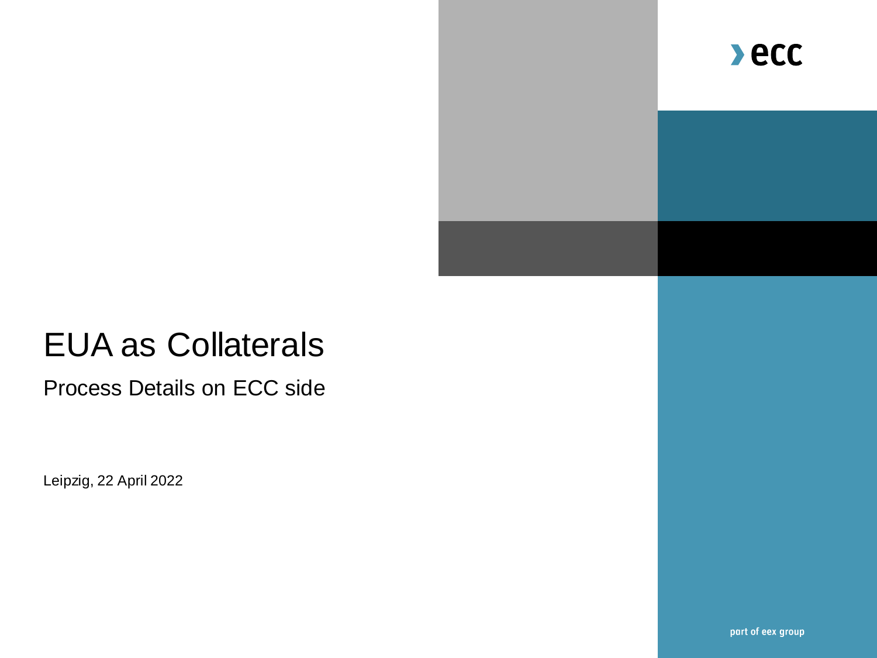# EUA as Collaterals

## Process Details on ECC side

Leipzig, 22 April 2022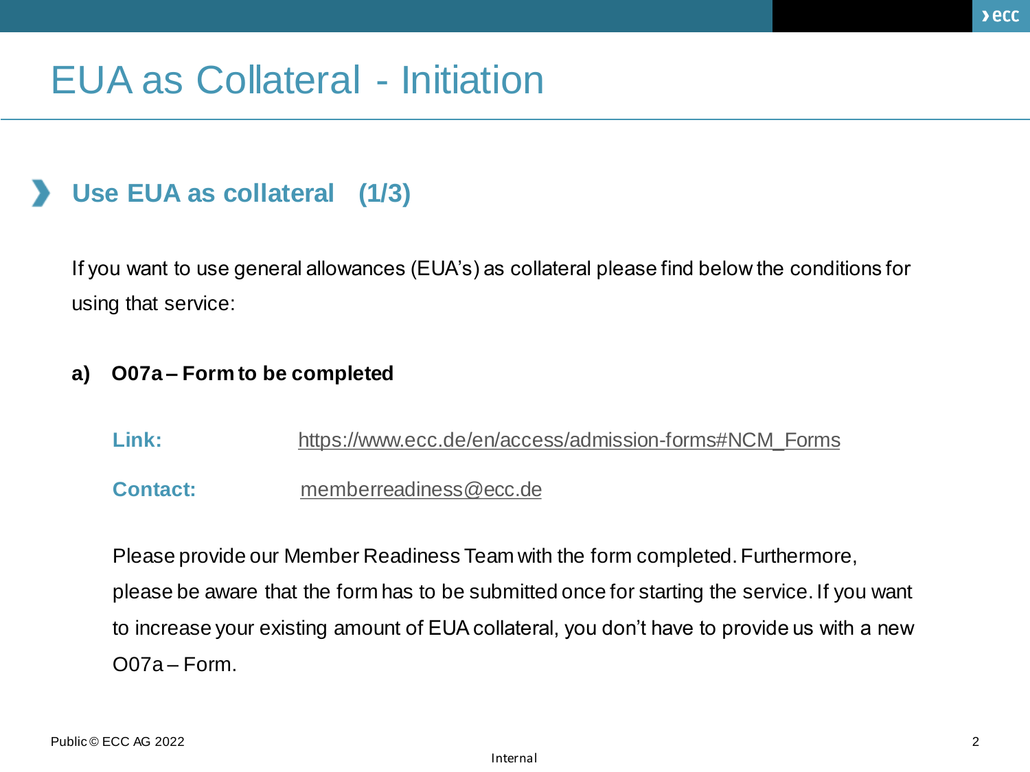# EUA as Collateral - Initiation

## Use EUA as collateral (1/3)

If you want to use general allowances (EUA's) as collateral please find below the conditions for using that service:

**a) O07a – Form to be completed**

**Link:** https://www.ecc.de/en/access/admission-forms#NCM_Forms

**Contact:** memberreadiness@ecc.de

Please provide our Member Readiness Team with the form completed. Furthermore, please be aware that the form has to be submitted once for starting the service. If you want to increase your existing amount of EUA collateral, you don't have to provide us with a new O07a – Form.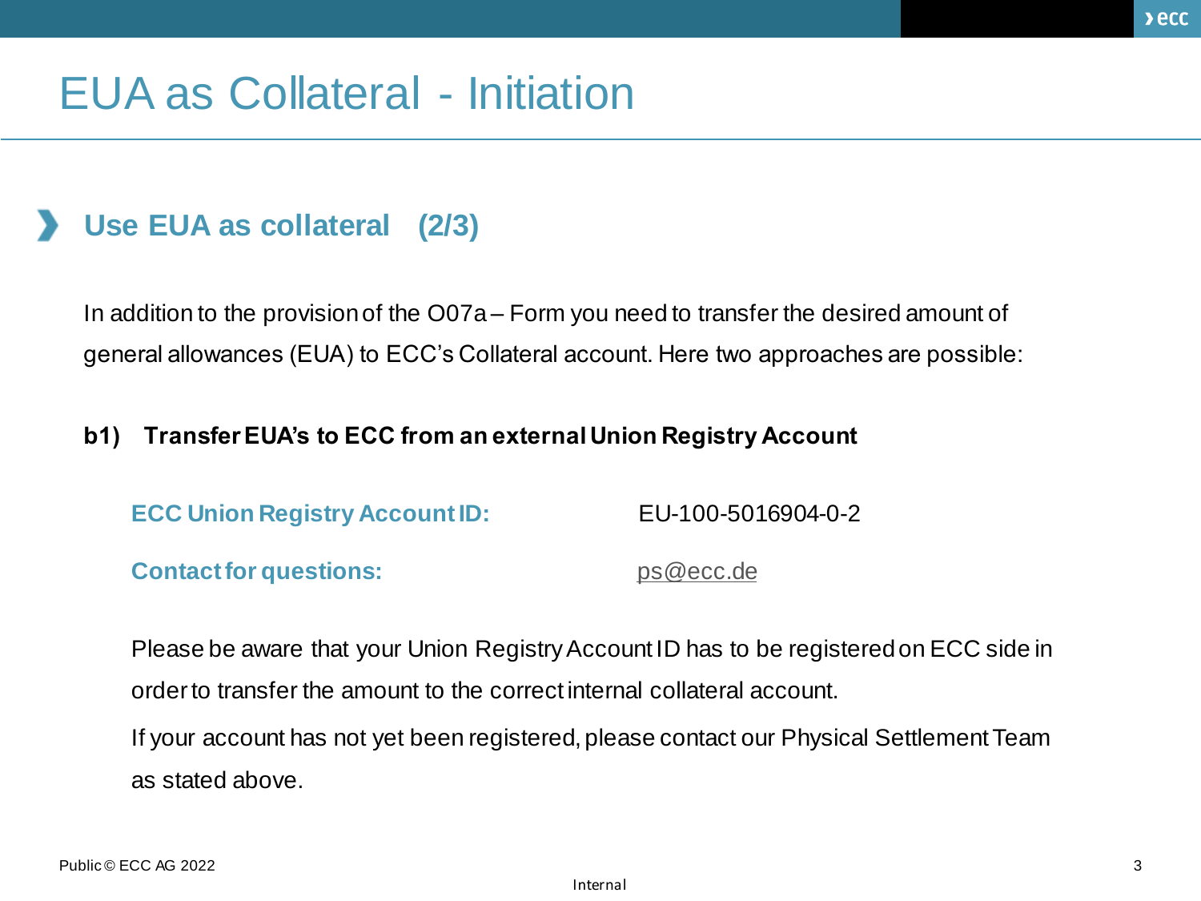# EUA as Collateral - Initiation

## Use EUA as collateral (2/3)

In addition to the provision of the O07a – Form you need to transfer the desired amount of general allowances (EUA) to ECC's Collateral account. Here two approaches are possible:

**b1) Transfer EUA's to ECC from an external Union Registry Account**

**ECC Union Registry Account ID:** EU-100-5016904-0-2

**Contact for questions:** ps@ecc.de

Please be aware that your Union Registry Account ID has to be registered on ECC side in order to transfer the amount to the correct internal collateral account.

If your account has not yet been registered, please contact our Physical Settlement Team as stated above.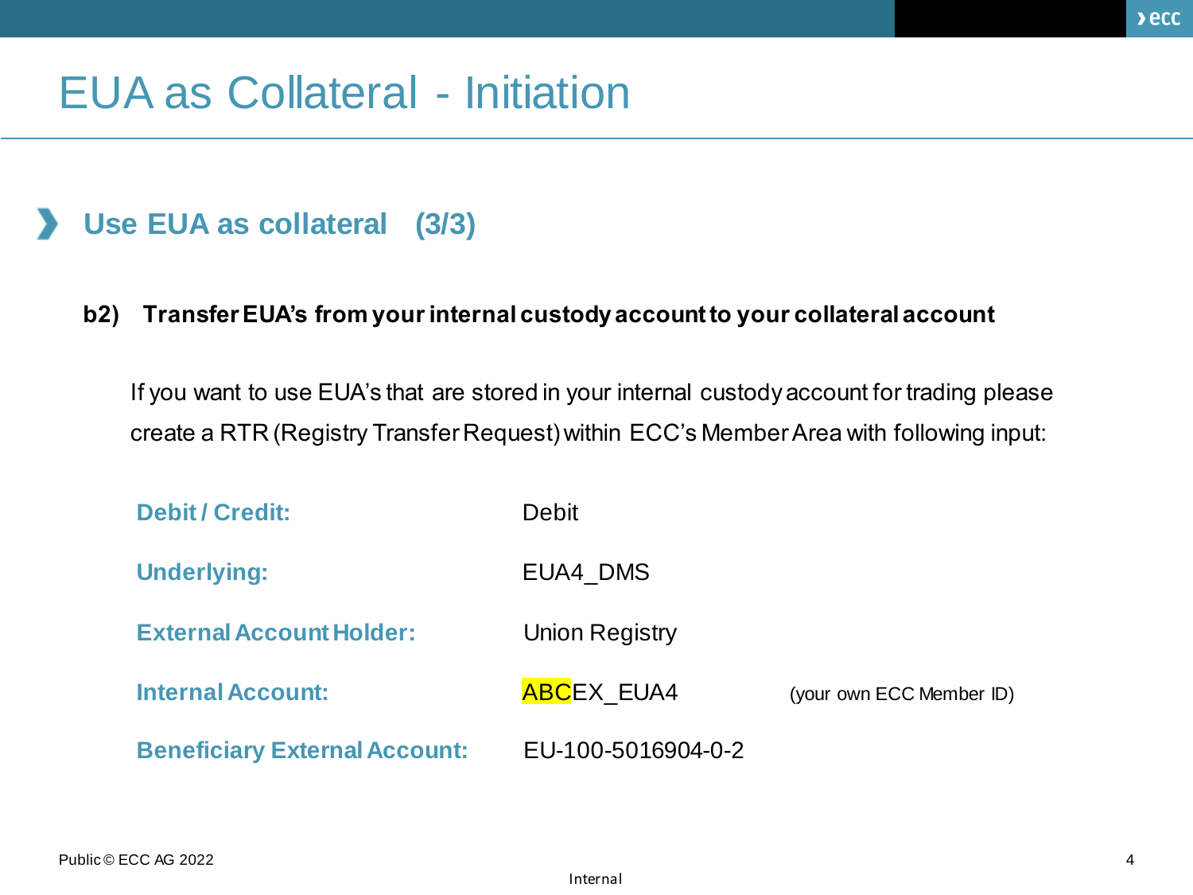# EUA as Collateral - Initiation

## Use EUA as collateral (3/3)

**b2) Transfer EUA's from your internal custody account to your collateral account**

If you want to use EUA's that are stored in your internal custody account for trading please create a RTR (Registry Transfer Request) within ECC's Member Area with following input:

| | | |
|---|---|---|
| **Debit / Credit:** | Debit | |
| **Underlying:** | EUA4_DMS | |
| **External Account Holder:** | Union Registry | |
| **Internal Account:** | ABCEX_EUA4 | (your own ECC Member ID) |
| **Beneficiary External Account:** | EU-100-5016904-0-2 | |

Public © ECC AG 2022

Internal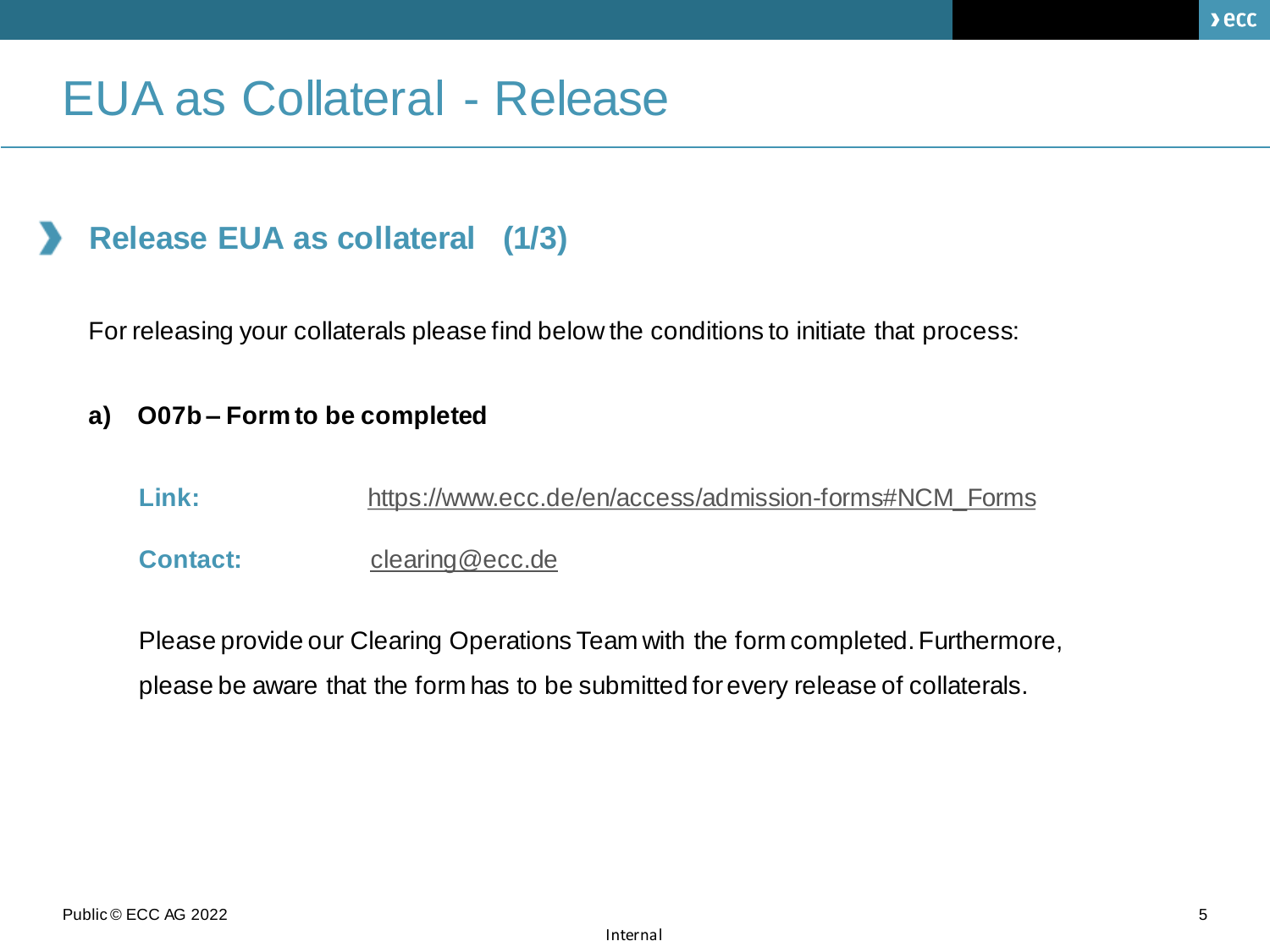# EUA as Collateral - Release

## Release EUA as collateral (1/3)

For releasing your collaterals please find below the conditions to initiate that process:

**a) O07b – Form to be completed**

**Link:** https://www.ecc.de/en/access/admission-forms#NCM_Forms

**Contact:** clearing@ecc.de

Please provide our Clearing Operations Team with the form completed. Furthermore, please be aware that the form has to be submitted for every release of collaterals.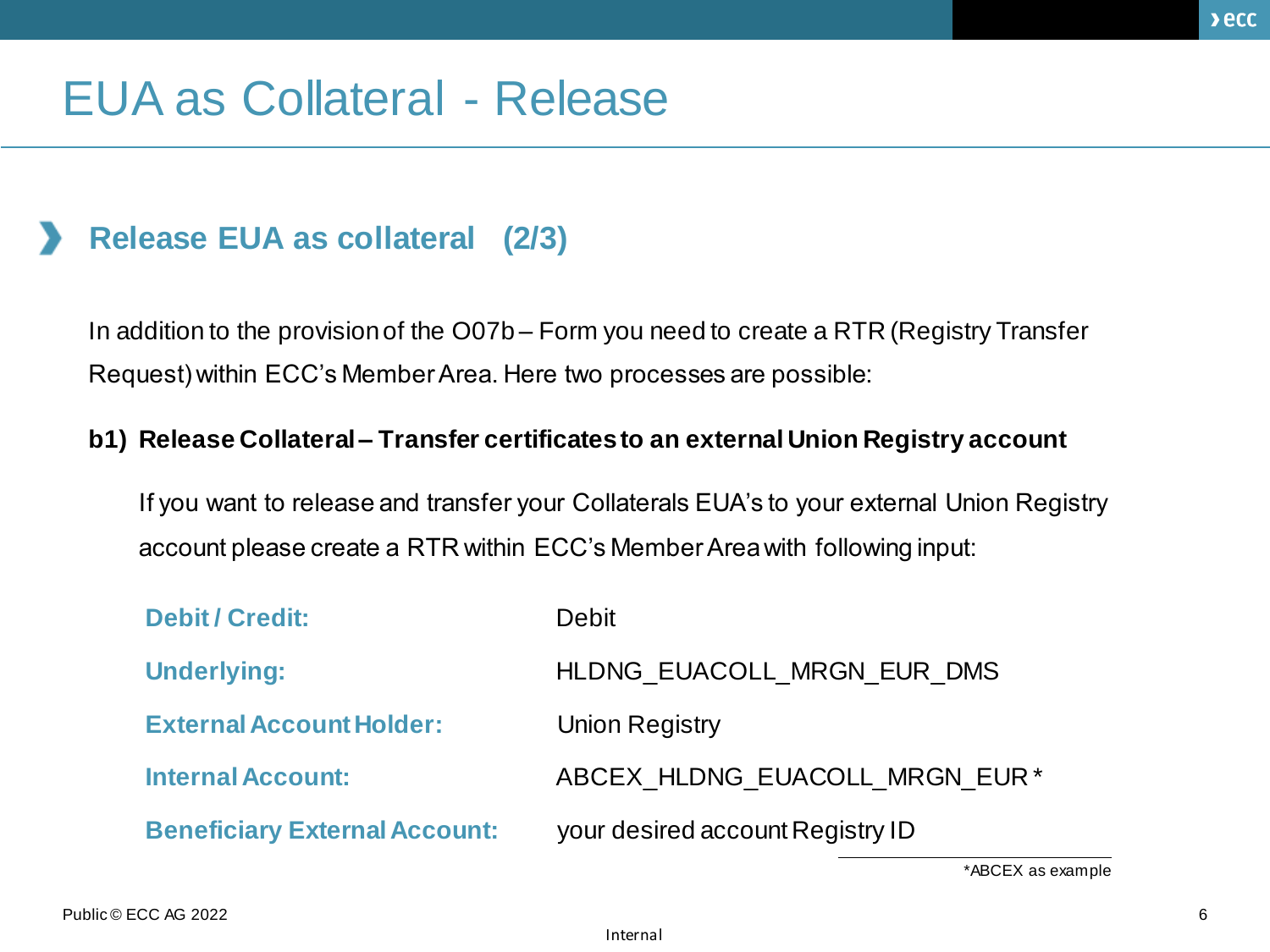# EUA as Collateral - Release

## Release EUA as collateral (2/3)

In addition to the provision of the O07b – Form you need to create a RTR (Registry Transfer Request) within ECC's Member Area. Here two processes are possible:

**b1) Release Collateral – Transfer certificates to an external Union Registry account**

If you want to release and transfer your Collaterals EUA's to your external Union Registry account please create a RTR within ECC's Member Area with following input:

| | |
|---|---|
| **Debit / Credit:** | Debit |
| **Underlying:** | HLDNG_EUACOLL_MRGN_EUR_DMS |
| **External Account Holder:** | Union Registry |
| **Internal Account:** | ABCEX_HLDNG_EUACOLL_MRGN_EUR * |
| **Beneficiary External Account:** | your desired account Registry ID |

*ABCEX as example

Public © ECC AG 2022

Internal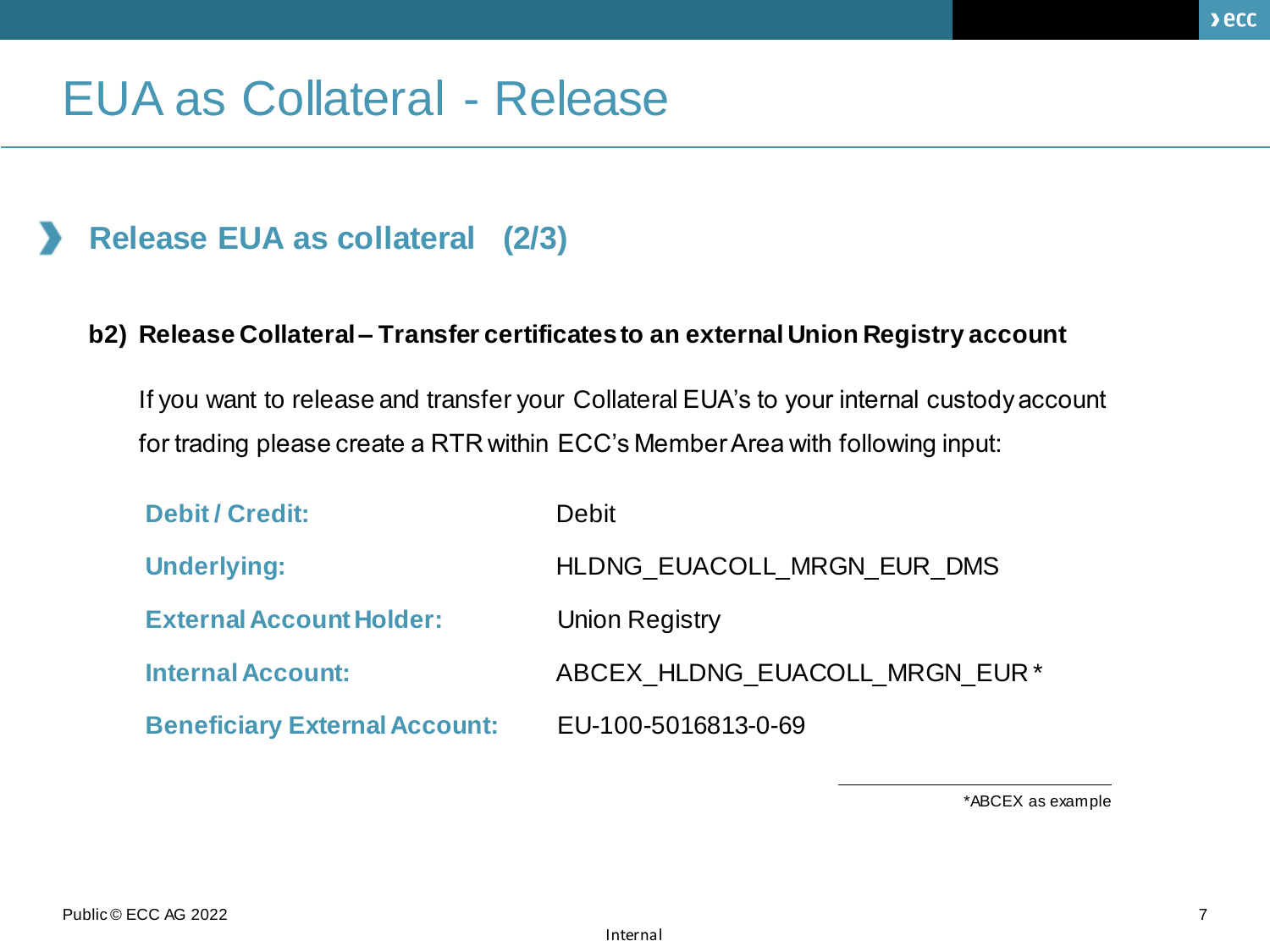# EUA as Collateral - Release

## Release EUA as collateral (2/3)

**b2) Release Collateral – Transfer certificates to an external Union Registry account**

If you want to release and transfer your Collateral EUA's to your internal custody account for trading please create a RTR within ECC's Member Area with following input:

| | |
|---|---|
| **Debit / Credit:** | Debit |
| **Underlying:** | HLDNG_EUACOLL_MRGN_EUR_DMS |
| **External Account Holder:** | Union Registry |
| **Internal Account:** | ABCEX_HLDNG_EUACOLL_MRGN_EUR * |
| **Beneficiary External Account:** | EU-100-5016813-0-69 |

*ABCEX as example

Public © ECC AG 2022

Internal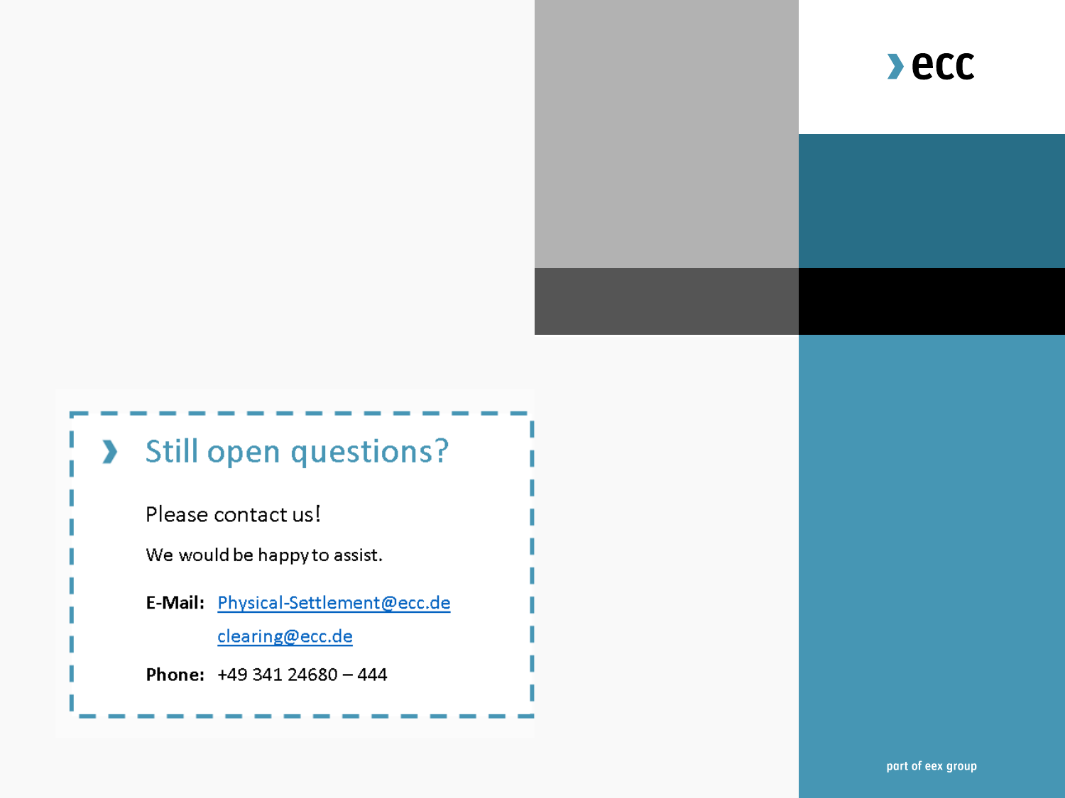ecc

## Still open questions?

Please contact us!

We would be happy to assist.

**E-Mail:** Physical-Settlement@ecc.de

clearing@ecc.de

**Phone:** +49 341 24680 – 444

part of eex group